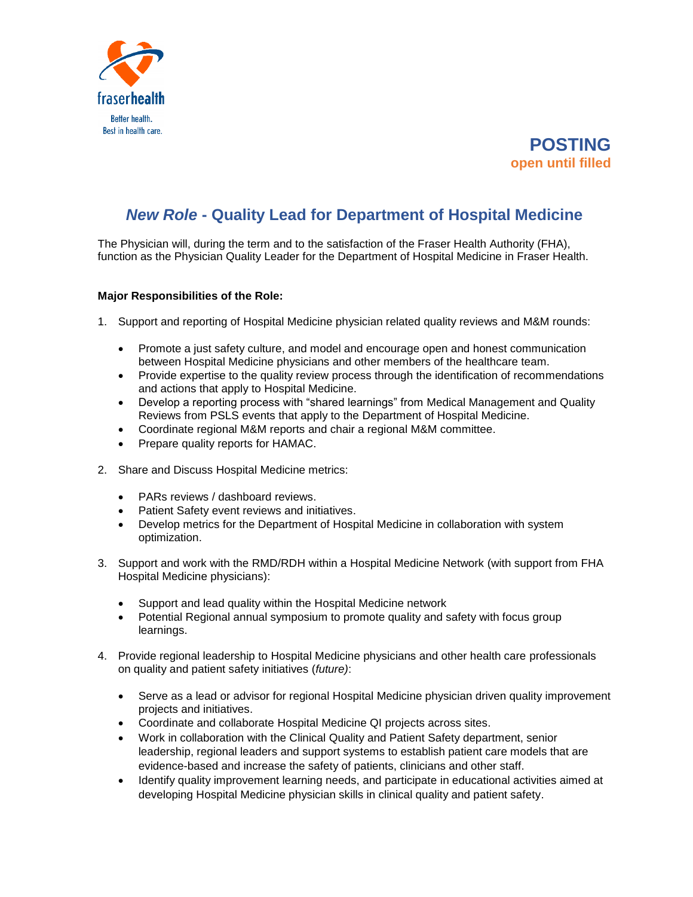fraserhealth

Better health.
Best in health care.

**POSTING**
**open until filled**

# *New Role* - Quality Lead for Department of Hospital Medicine

The Physician will, during the term and to the satisfaction of the Fraser Health Authority (FHA), function as the Physician Quality Leader for the Department of Hospital Medicine in Fraser Health.

**Major Responsibilities of the Role:**

1. Support and reporting of Hospital Medicine physician related quality reviews and M&M rounds:
   - Promote a just safety culture, and model and encourage open and honest communication between Hospital Medicine physicians and other members of the healthcare team.
   - Provide expertise to the quality review process through the identification of recommendations and actions that apply to Hospital Medicine.
   - Develop a reporting process with "shared learnings" from Medical Management and Quality Reviews from PSLS events that apply to the Department of Hospital Medicine.
   - Coordinate regional M&M reports and chair a regional M&M committee.
   - Prepare quality reports for HAMAC.

2. Share and Discuss Hospital Medicine metrics:
   - PARs reviews / dashboard reviews.
   - Patient Safety event reviews and initiatives.
   - Develop metrics for the Department of Hospital Medicine in collaboration with system optimization.

3. Support and work with the RMD/RDH within a Hospital Medicine Network (with support from FHA Hospital Medicine physicians):
   - Support and lead quality within the Hospital Medicine network
   - Potential Regional annual symposium to promote quality and safety with focus group learnings.

4. Provide regional leadership to Hospital Medicine physicians and other health care professionals on quality and patient safety initiatives (*future)*:
   - Serve as a lead or advisor for regional Hospital Medicine physician driven quality improvement projects and initiatives.
   - Coordinate and collaborate Hospital Medicine QI projects across sites.
   - Work in collaboration with the Clinical Quality and Patient Safety department, senior leadership, regional leaders and support systems to establish patient care models that are evidence-based and increase the safety of patients, clinicians and other staff.
   - Identify quality improvement learning needs, and participate in educational activities aimed at developing Hospital Medicine physician skills in clinical quality and patient safety.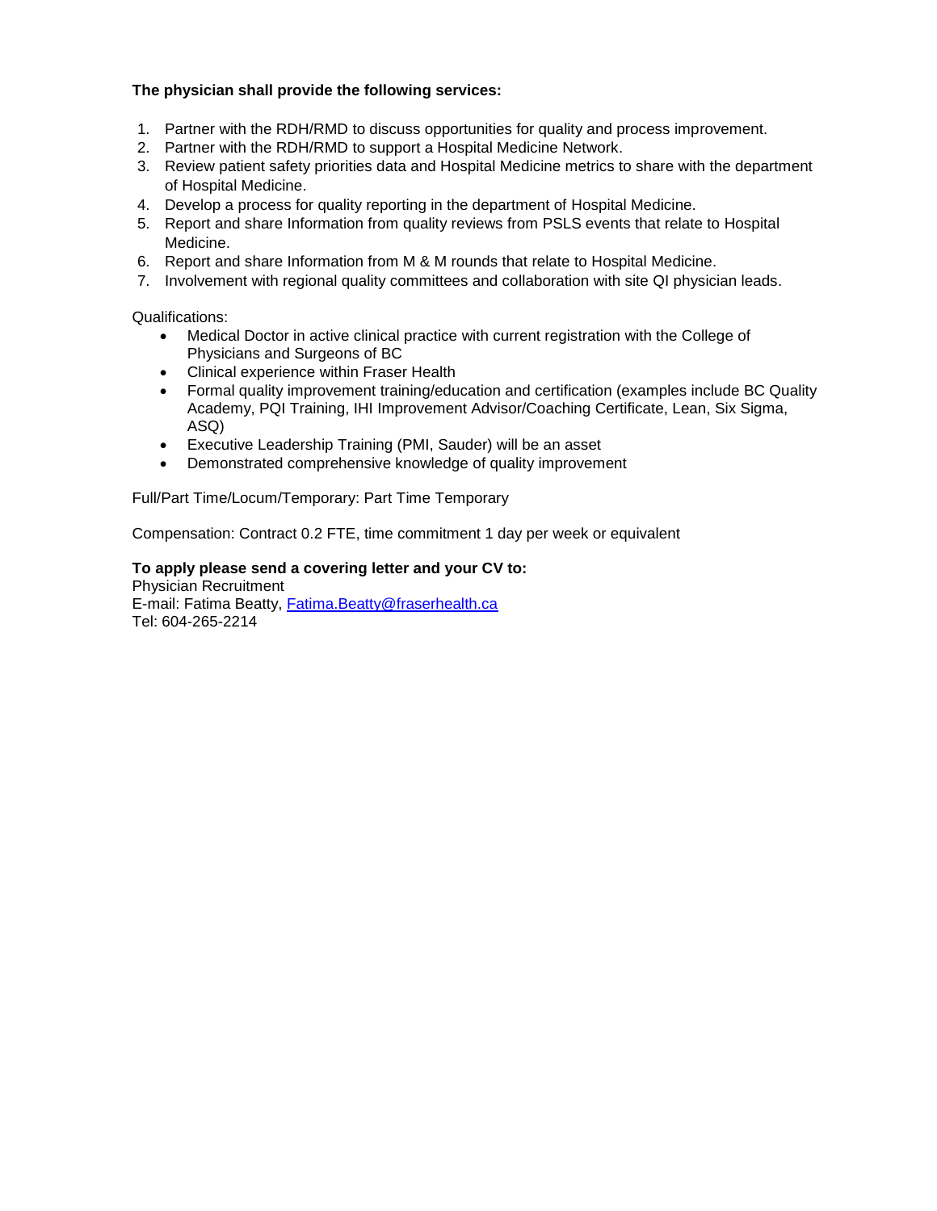**The physician shall provide the following services:**

1. Partner with the RDH/RMD to discuss opportunities for quality and process improvement.
2. Partner with the RDH/RMD to support a Hospital Medicine Network.
3. Review patient safety priorities data and Hospital Medicine metrics to share with the department of Hospital Medicine.
4. Develop a process for quality reporting in the department of Hospital Medicine.
5. Report and share Information from quality reviews from PSLS events that relate to Hospital Medicine.
6. Report and share Information from M & M rounds that relate to Hospital Medicine.
7. Involvement with regional quality committees and collaboration with site QI physician leads.

Qualifications:

- Medical Doctor in active clinical practice with current registration with the College of Physicians and Surgeons of BC
- Clinical experience within Fraser Health
- Formal quality improvement training/education and certification (examples include BC Quality Academy, PQI Training, IHI Improvement Advisor/Coaching Certificate, Lean, Six Sigma, ASQ)
- Executive Leadership Training (PMI, Sauder) will be an asset
- Demonstrated comprehensive knowledge of quality improvement

Full/Part Time/Locum/Temporary: Part Time Temporary

Compensation: Contract 0.2 FTE, time commitment 1 day per week or equivalent

**To apply please send a covering letter and your CV to:**
Physician Recruitment
E-mail: Fatima Beatty, Fatima.Beatty@fraserhealth.ca
Tel: 604-265-2214